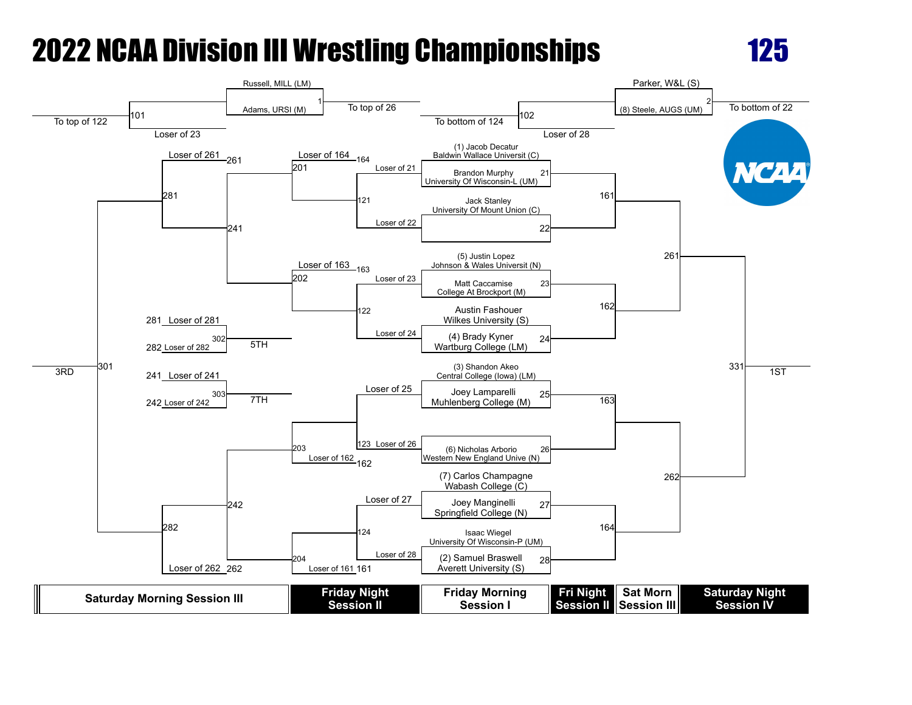# 2022 NCAA Division III Wrestling Championships

## 125

### Pigtail Matches

| Match | Wrestler | Wrestler | Winner advances to | Loser |
| --- | --- | --- | --- | --- |
| 1 | Russell, MILL (LM) | Adams, URSI (M) | To top of 26 | |
| 2 | Parker, W&L (S) | (8) Steele, AUGS (UM) | To bottom of 22 | |
| 101 | Loser of 23 | | To top of 122 | |
| 102 | Loser of 28 | | To bottom of 124 | |

### Championship Bracket

| Match | Wrestler | Wrestler |
| --- | --- | --- |
| 21 | (1) Jacob Decatur, Baldwin Wallace Universit (C) | Brandon Murphy, University Of Wisconsin-L (UM) |
| 22 | Jack Stanley, University Of Mount Union (C) | |
| 23 | (5) Justin Lopez, Johnson & Wales Universit (N) | Matt Caccamise, College At Brockport (M) |
| 24 | Austin Fashouer, Wilkes University (S) | (4) Brady Kyner, Wartburg College (LM) |
| 25 | (3) Shandon Akeo, Central College (Iowa) (LM) | Joey Lamparelli, Muhlenberg College (M) |
| 26 | | (6) Nicholas Arborio, Western New England Unive (N) |
| 27 | (7) Carlos Champagne, Wabash College (C) | Joey Manginelli, Springfield College (N) |
| 28 | Isaac Wiegel, University Of Wisconsin-P (UM) | (2) Samuel Braswell, Averett University (S) |

- 161: Winner of 21 vs. Winner of 22
- 162: Winner of 23 vs. Winner of 24
- 163: Winner of 25 vs. Winner of 26
- 164: Winner of 27 vs. Winner of 28
- 261: Winner of 161 vs. Winner of 162
- 262: Winner of 163 vs. Winner of 164
- 331: Winner of 261 vs. Winner of 262 — 1ST

### Consolation Bracket

- 121: Loser of 21 vs. Loser of 22
- 122: Loser of 23 vs. Loser of 24
- 123: Loser of 25 vs. Loser of 26
- 124: Loser of 27 vs. Loser of 28
- 201: Loser of 164 vs. Winner of 121
- 202: Loser of 163 vs. Winner of 122
- 203: Winner of 123 vs. Loser of 162
- 204: Winner of 124 vs. Loser of 161
- 241: Winner of 201 vs. Winner of 202
- 242: Winner of 203 vs. Winner of 204
- 281: Loser of 261 vs. Winner of 241
- 282: Winner of 242 vs. Loser of 262
- 301: Winner of 281 vs. Winner of 282 — 3RD
- 302: Loser of 281 vs. Loser of 282 — 5TH
- 303: Loser of 241 vs. Loser of 242 — 7TH

### Sessions

| Saturday Morning Session III | Friday Night Session II | Friday Morning Session I | Fri Night Session II | Sat Morn Session III | Saturday Night Session IV |
| --- | --- | --- | --- | --- | --- |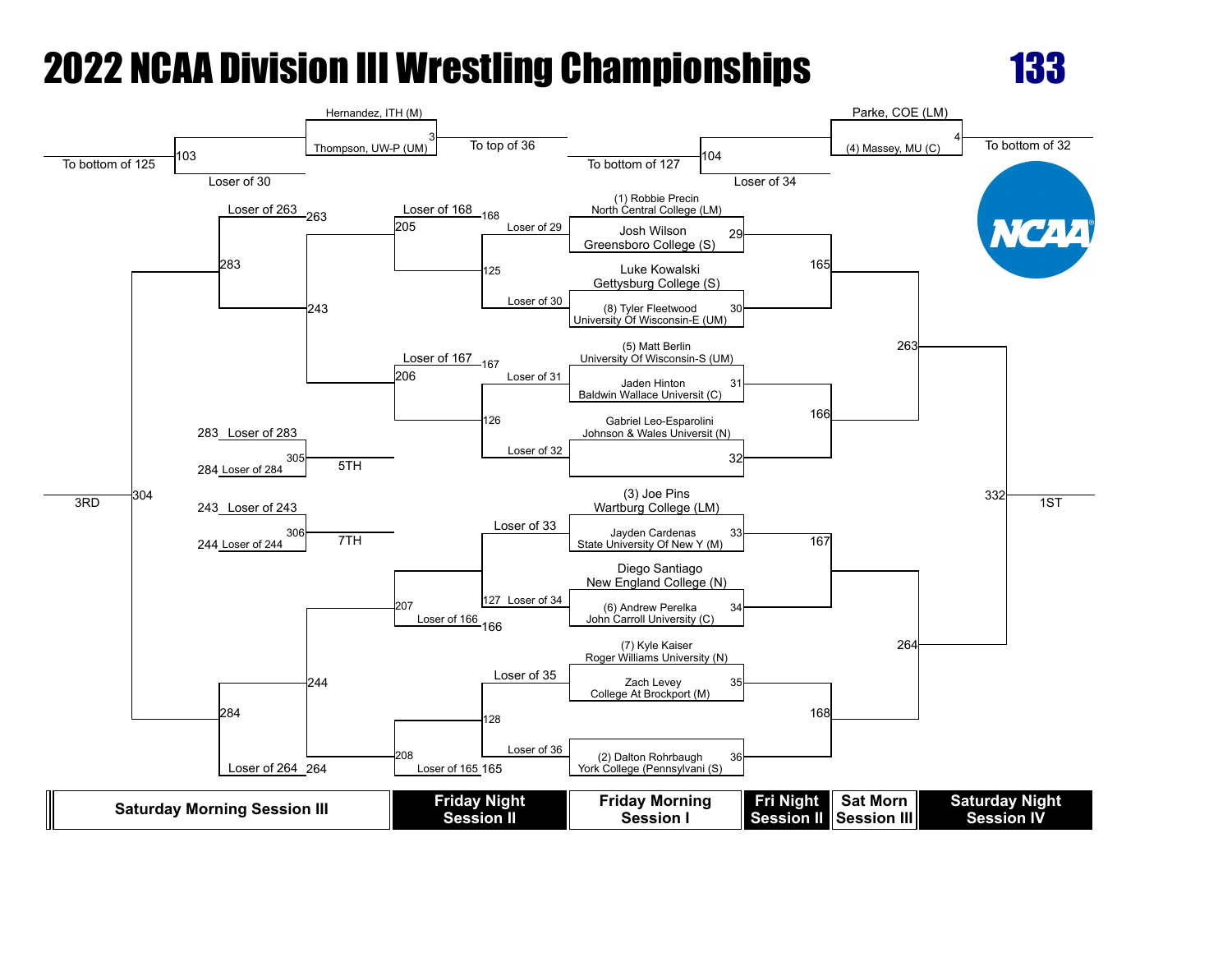# 2022 NCAA Division III Wrestling Championships

## 133

### Pigtail Bouts

| Bout | Wrestlers | Destination |
|---|---|---|
| 3 | Hernandez, ITH (M) vs. Thompson, UW-P (UM) | To top of 36 |
| 4 | Parke, COE (LM) vs. (4) Massey, MU (C) | To bottom of 32 |

| Bout | Entrants | Destination |
|---|---|---|
| 103 | Loser of 3 vs. Loser of 30 | To bottom of 125 |
| 104 | Loser of 4 vs. Loser of 34 | To bottom of 127 |

### Championship Bracket — Friday Morning Session I

| Bout | Top | Bottom |
|---|---|---|
| 29 | (1) Robbie Precin, North Central College (LM) | Josh Wilson, Greensboro College (S) |
| 30 | Luke Kowalski, Gettysburg College (S) | (8) Tyler Fleetwood, University Of Wisconsin-E (UM) |
| 31 | (5) Matt Berlin, University Of Wisconsin-S (UM) | Jaden Hinton, Baldwin Wallace Universit (C) |
| 32 | Gabriel Leo-Esparolini, Johnson & Wales Universit (N) | Winner of 4 |
| 33 | (3) Joe Pins, Wartburg College (LM) | Jayden Cardenas, State University Of New Y (M) |
| 34 | Diego Santiago, New England College (N) | (6) Andrew Perelka, John Carroll University (C) |
| 35 | (7) Kyle Kaiser, Roger Williams University (N) | Zach Levey, College At Brockport (M) |
| 36 | Winner of 3 | (2) Dalton Rohrbaugh, York College (Pennsylvani (S) |

### Championship Bracket — Later Rounds

| Bout | Session | Entrants |
|---|---|---|
| 165 | Fri Night Session II | Winner of 29 vs. Winner of 30 |
| 166 | Fri Night Session II | Winner of 31 vs. Winner of 32 |
| 167 | Fri Night Session II | Winner of 33 vs. Winner of 34 |
| 168 | Fri Night Session II | Winner of 35 vs. Winner of 36 |
| 263 | Sat Morn Session III | Winner of 165 vs. Winner of 166 |
| 264 | Sat Morn Session III | Winner of 167 vs. Winner of 168 |
| 332 | Saturday Night Session IV | Winner of 263 vs. Winner of 264 — 1ST |

### Consolation Bracket

| Bout | Session | Entrants |
|---|---|---|
| 125 | Friday Night Session II | Loser of 29 vs. Loser of 30 |
| 126 | Friday Night Session II | Loser of 31 vs. Loser of 32 |
| 127 | Friday Night Session II | Loser of 33 vs. Loser of 34 |
| 128 | Friday Night Session II | Loser of 35 vs. Loser of 36 |
| 205 | Friday Night Session II | Loser of 168 vs. Winner of 125 |
| 206 | Friday Night Session II | Loser of 167 vs. Winner of 126 |
| 207 | Friday Night Session II | Winner of 127 vs. Loser of 166 |
| 208 | Friday Night Session II | Winner of 128 vs. Loser of 165 |
| 243 | Saturday Morning Session III | Winner of 205 vs. Winner of 206 |
| 244 | Saturday Morning Session III | Winner of 207 vs. Winner of 208 |
| 283 | Saturday Morning Session III | Loser of 263 vs. Winner of 243 |
| 284 | Saturday Morning Session III | Winner of 244 vs. Loser of 264 |
| 304 | Saturday Morning Session III | Winner of 283 vs. Winner of 284 — 3RD |
| 305 | Saturday Morning Session III | Loser of 283 vs. Loser of 284 — 5TH |
| 306 | Saturday Morning Session III | Loser of 243 vs. Loser of 244 — 7TH |

Saturday Morning Session III | Friday Night Session II | Friday Morning Session I | Fri Night Session II | Sat Morn Session III | Saturday Night Session IV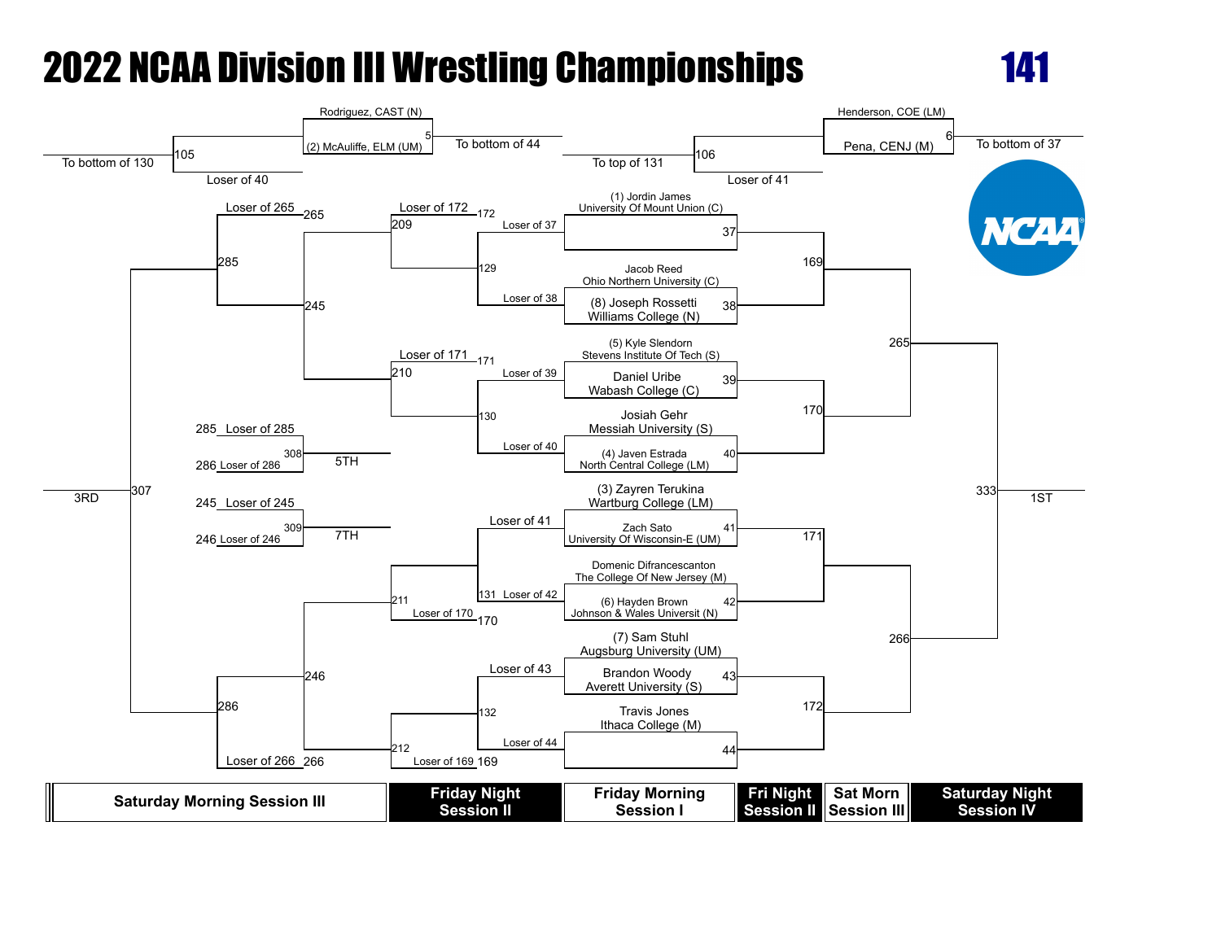# 2022 NCAA Division III Wrestling Championships

## 141

**Pigtail / Consolation Prelims**

- Match 5: Rodriguez, CAST (N) vs (2) McAuliffe, ELM (UM) — To bottom of 44
- Match 105: To bottom of 130 / Loser of 40
- Match 6: Henderson, COE (LM) vs Pena, CENJ (M) — To bottom of 37
- Match 106: To top of 131 / Loser of 41

**Championship Bracket (Friday Morning Session I)**

- Match 37: (1) Jordin James, University Of Mount Union (C)
- Match 38: Jacob Reed, Ohio Northern University (C) vs (8) Joseph Rossetti, Williams College (N)
- Match 39: (5) Kyle Slendorn, Stevens Institute Of Tech (S) vs Daniel Uribe, Wabash College (C)
- Match 40: Josiah Gehr, Messiah University (S) vs (4) Javen Estrada, North Central College (LM)
- Match 41: (3) Zayren Terukina, Wartburg College (LM) vs Zach Sato, University Of Wisconsin-E (UM)
- Match 42: Domenic Difrancescanton, The College Of New Jersey (M) vs (6) Hayden Brown, Johnson & Wales Universit (N)
- Match 43: (7) Sam Stuhl, Augsburg University (UM) vs Brandon Woody, Averett University (S)
- Match 44: Travis Jones, Ithaca College (M)

**Quarterfinals (Fri Night Session II):** 169, 170, 171, 172

**Semifinals (Sat Morn Session III):** 265, 266

**Final (Saturday Night Session IV):** 333 — 1ST

**Consolation Bracket**

- Friday Morning Session I: 129 (Loser of 37 / Loser of 38), 130 (Loser of 39 / Loser of 40), 131 (Loser of 41 / Loser of 42), 132 (Loser of 43 / Loser of 44)
- Friday Night Session II: 209 (Loser of 172), 210 (Loser of 171), 211 (Loser of 170), 212 (Loser of 169)
- Saturday Morning Session III: 245, 246; 285 (Loser of 265), 286 (Loser of 266)
- 3RD: 307
- 5TH: 308 (285 Loser of 285 / 286 Loser of 286)
- 7TH: 309 (245 Loser of 245 / 246 Loser of 246)

| Saturday Morning Session III | Friday Night Session II | Friday Morning Session I | Fri Night Session II | Sat Morn Session III | Saturday Night Session IV |
| --- | --- | --- | --- | --- | --- |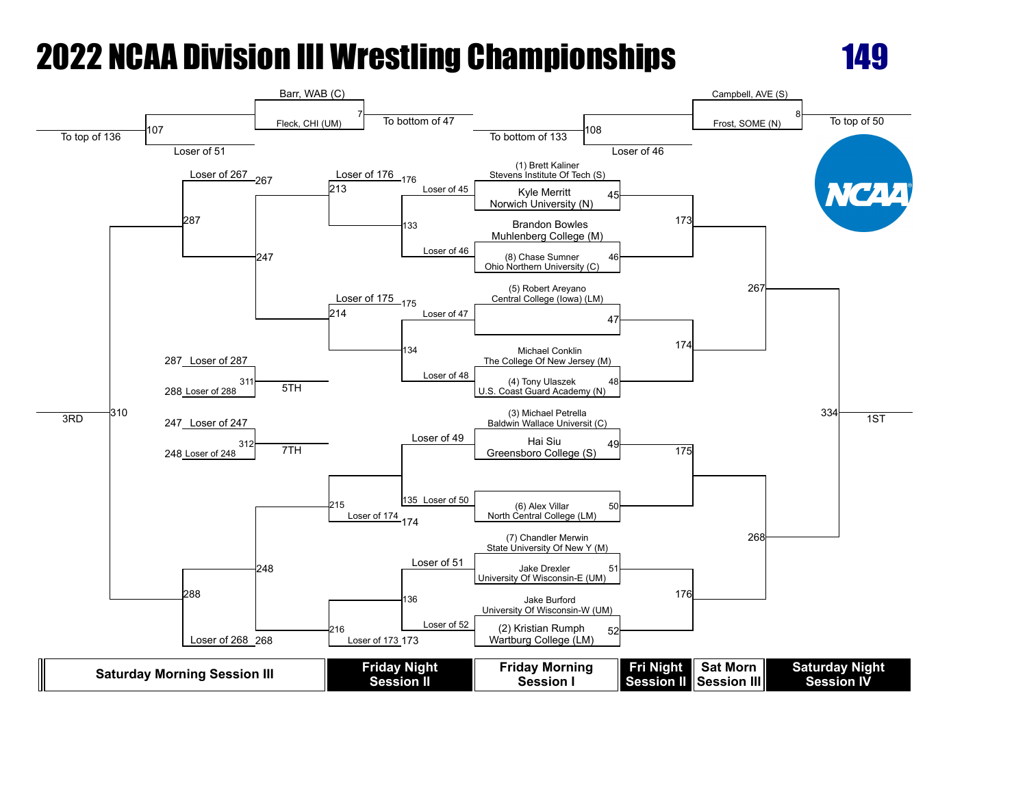# 2022 NCAA Division III Wrestling Championships

## 149

**Pigtail Matches**

- Match 7: Barr, WAB (C) vs. Fleck, CHI (UM) — To bottom of 47
- Match 107: To top of 136 — Loser of 51
- Match 8: Campbell, AVE (S) vs. Frost, SOME (N) — To top of 50
- Match 108: To bottom of 133 — Loser of 46

**Championship Bracket**

| Friday Morning Session I | Fri Night Session II | Sat Morn Session III | Saturday Night Session IV |
|---|---|---|---|
| 45: (1) Brett Kaliner, Stevens Institute Of Tech (S) vs. Kyle Merritt, Norwich University (N) | 173 | 267 | 334 — 1ST |
| 46: Brandon Bowles, Muhlenberg College (M) vs. (8) Chase Sumner, Ohio Northern University (C) | | | |
| 47: (5) Robert Areyano, Central College (Iowa) (LM) vs. [To bottom of 47] | 174 | | |
| 48: Michael Conklin, The College Of New Jersey (M) vs. (4) Tony Ulaszek, U.S. Coast Guard Academy (N) | | | |
| 49: (3) Michael Petrella, Baldwin Wallace Universit (C) vs. Hai Siu, Greensboro College (S) | 175 | 268 | |
| 50: [To top of 50] vs. (6) Alex Villar, North Central College (LM) | | | |
| 51: (7) Chandler Merwin, State University Of New Y (M) vs. Jake Drexler, University Of Wisconsin-E (UM) | 176 | | |
| 52: Jake Burford, University Of Wisconsin-W (UM) vs. (2) Kristian Rumph, Wartburg College (LM) | | | |

**Consolation Bracket**

| Friday Night Session II | | Saturday Morning Session III | | | |
|---|---|---|---|---|---|
| 133: Loser of 45 vs. Loser of 46 | 213: Loser of 176 vs. 133 | 247: 213 vs. 214 | 287: Loser of 267 vs. 247 | 310: 287 vs. 288 — 3RD | |
| 134: Loser of 47 vs. Loser of 48 | 214: Loser of 175 vs. 134 | | | | |
| 135: Loser of 49 vs. Loser of 50 | 215: 135 vs. Loser of 174 | 248: 215 vs. 216 | 288: 248 vs. Loser of 268 | | |
| 136: Loser of 51 vs. Loser of 52 | 216: 136 vs. Loser of 173 | | | | |

**Placement Matches**

- 311: Loser of 287 vs. Loser of 288 — 5TH
- 312: Loser of 247 vs. Loser of 248 — 7TH

| Saturday Morning Session III | Friday Night Session II | Friday Morning Session I | Fri Night Session II | Sat Morn Session III | Saturday Night Session IV |
|---|---|---|---|---|---|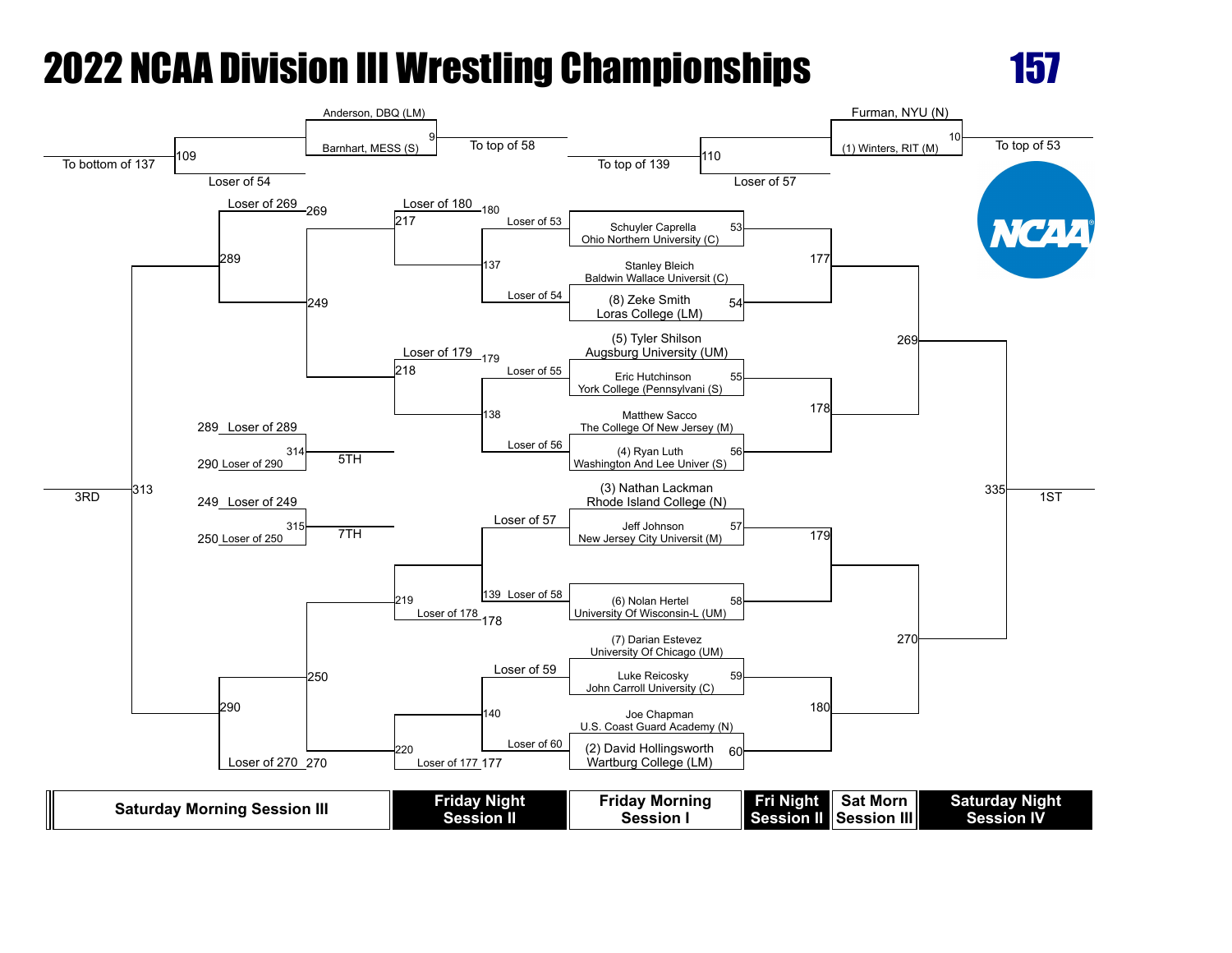# 2022 NCAA Division III Wrestling Championships

## 157

### Pigtails

| Match | Wrestler | Result |
|---|---|---|
| 9 | Anderson, DBQ (LM) | To top of 58 |
| 9 | Barnhart, MESS (S) | |
| 10 | Furman, NYU (N) | To top of 53 |
| 10 | (1) Winters, RIT (M) | |
| 109 | To bottom of 137 / Loser of 54 | |
| 110 | To top of 139 / Loser of 57 | |

### Championship Bracket — Friday Morning Session I

| Match | Wrestler |
|---|---|
| 53 | Schuyler Caprella, Ohio Northern University (C) |
| 54 | Stanley Bleich, Baldwin Wallace Universit (C) |
| 54 | (8) Zeke Smith, Loras College (LM) |
| 55 | (5) Tyler Shilson, Augsburg University (UM) |
| 55 | Eric Hutchinson, York College (Pennsylvani (S) |
| 56 | Matthew Sacco, The College Of New Jersey (M) |
| 56 | (4) Ryan Luth, Washington And Lee Univer (S) |
| 57 | (3) Nathan Lackman, Rhode Island College (N) |
| 57 | Jeff Johnson, New Jersey City Universit (M) |
| 58 | (6) Nolan Hertel, University Of Wisconsin-L (UM) |
| 59 | (7) Darian Estevez, University Of Chicago (UM) |
| 59 | Luke Reicosky, John Carroll University (C) |
| 60 | Joe Chapman, U.S. Coast Guard Academy (N) |
| 60 | (2) David Hollingsworth, Wartburg College (LM) |

Fri Night Session II: 177 (53 vs 54), 178 (55 vs 56), 179 (57 vs 58), 180 (59 vs 60)

Sat Morn Session III: 269 (177 vs 178), 270 (179 vs 180)

Saturday Night Session IV: 335 — 1ST

### Consolation Bracket

Friday Night Session II:
- 137: Loser of 53 vs Loser of 54
- 138: Loser of 55 vs Loser of 56
- 139: Loser of 57 vs Loser of 58
- 140: Loser of 59 vs Loser of 60
- 217: Loser of 180 vs 137
- 218: Loser of 179 vs 138
- 219: 139 vs Loser of 178
- 220: 140 vs Loser of 177

Saturday Morning Session III:
- 249: 217 vs 218
- 250: 219 vs 220
- 289: Loser of 269 vs 249
- 290: 250 vs Loser of 270
- 313: 289 vs 290 — 3RD
- 314: 289 Loser of 289 vs 290 Loser of 290 — 5TH
- 315: 249 Loser of 249 vs 250 Loser of 250 — 7TH

| Saturday Morning Session III | Friday Night Session II | Friday Morning Session I | Fri Night Session II | Sat Morn Session III | Saturday Night Session IV |
|---|---|---|---|---|---|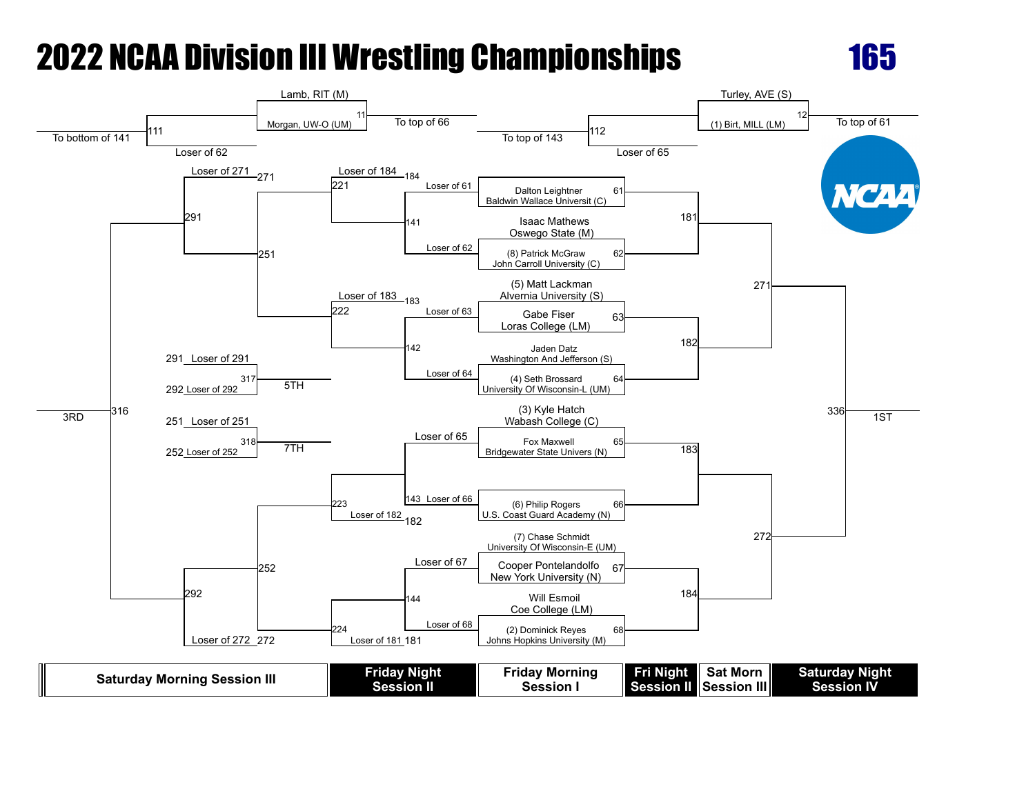# 2022 NCAA Division III Wrestling Championships

**165**

**Pigtail matches**

- Match 11: Lamb, RIT (M) vs. Morgan, UW-O (UM) — To top of 66; Loser to 111
- Match 111: To bottom of 141 / Loser of 62
- Match 12: Turley, AVE (S) vs. (1) Birt, MILL (LM) — To top of 61; Loser to 112
- Match 112: To top of 143 / Loser of 65

**Championship bracket**

| Friday Morning Session I | Match | Fri Night Session II | Sat Morn Session III | Saturday Night Session IV |
|---|---|---|---|---|
| Dalton Leightner, Baldwin Wallace Universit (C) | 61 | 181 | 271 | 336 — 1ST |
| Isaac Mathews, Oswego State (M) | | | | |
| (8) Patrick McGraw, John Carroll University (C) | 62 | | | |
| (5) Matt Lackman, Alvernia University (S) | | | | |
| Gabe Fiser, Loras College (LM) | 63 | 182 | | |
| Jaden Datz, Washington And Jefferson (S) | | | | |
| (4) Seth Brossard, University Of Wisconsin-L (UM) | 64 | | | |
| (3) Kyle Hatch, Wabash College (C) | | | | |
| Fox Maxwell, Bridgewater State Univers (N) | 65 | 183 | 272 | |
| (6) Philip Rogers, U.S. Coast Guard Academy (N) | 66 | | | |
| (7) Chase Schmidt, University Of Wisconsin-E (UM) | | | | |
| Cooper Pontelandolfo, New York University (N) | 67 | 184 | | |
| Will Esmoil, Coe College (LM) | | | | |
| (2) Dominick Reyes, Johns Hopkins University (M) | 68 | | | |

**Consolation bracket**

| Friday Night Session II | | Saturday Morning Session III | | | |
|---|---|---|---|---|---|
| 141: Loser of 61 vs. Loser of 62 | 221: Loser of 184 vs. winner 141 | 251 | 291: Loser of 271 vs. winner 251 | 316 | 3RD |
| 142: Loser of 63 vs. Loser of 64 | 222: Loser of 183 vs. winner 142 | | | | |
| 143: Loser of 65 vs. Loser of 66 | 223: winner 143 vs. Loser of 182 | 252 | 292: winner 252 vs. Loser of 272 | | |
| 144: Loser of 67 vs. Loser of 68 | 224: winner 144 vs. Loser of 181 | | | | |

**Placement matches**

- 317 — 5TH: 291 Loser of 291 vs. 292 Loser of 292
- 318 — 7TH: 251 Loser of 251 vs. 252 Loser of 252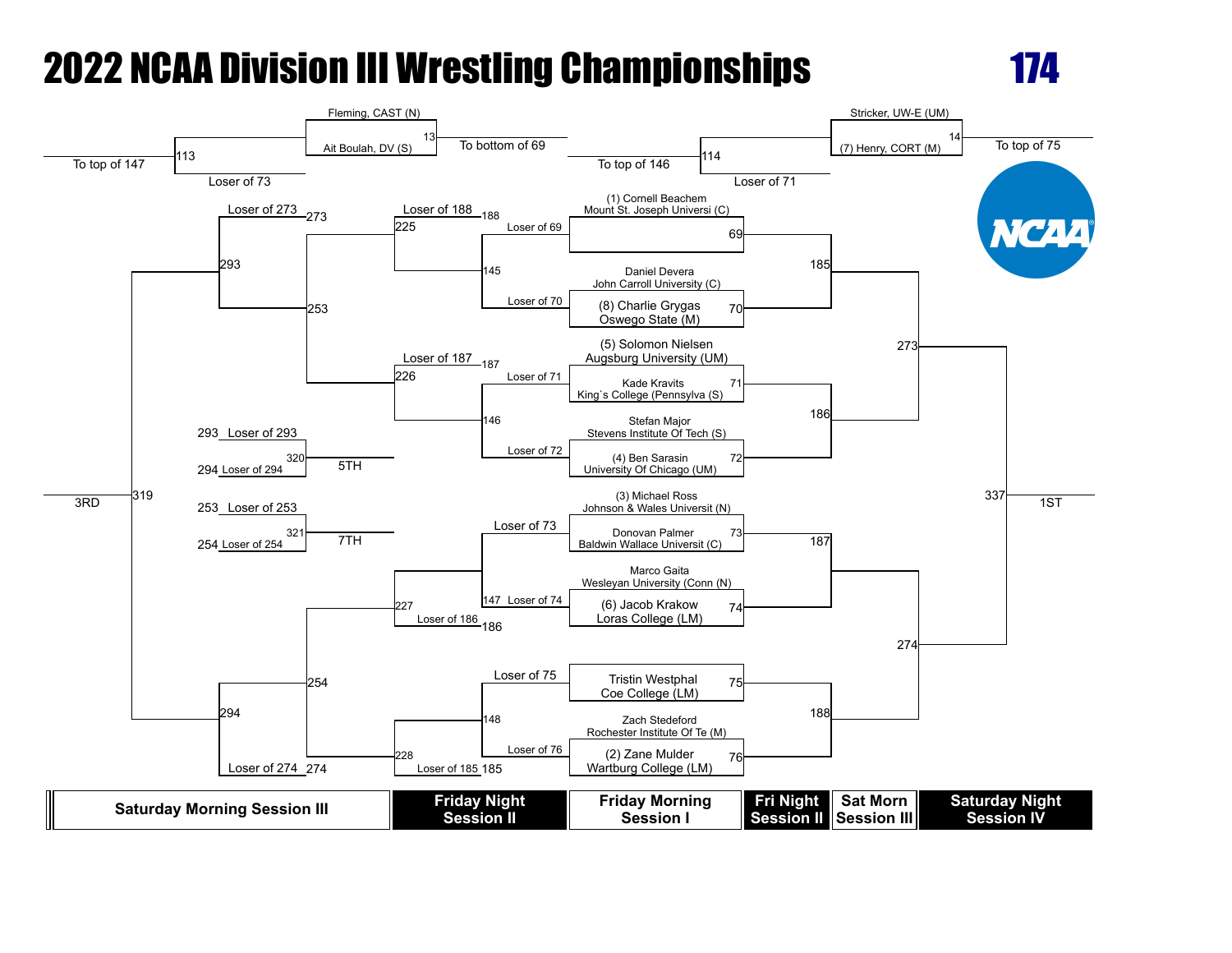# 2022 NCAA Division III Wrestling Championships

## 174

### Pigtail Bouts

- Bout 13: Fleming, CAST (N) vs. Ait Boulah, DV (S) — To bottom of 69
- Bout 113: To top of 147 — Loser of 73
- Bout 14: Stricker, UW-E (UM) vs. (7) Henry, CORT (M) — To top of 75
- Bout 114: To top of 146 — Loser of 71

### Championship Bracket (Friday Morning Session I)

- Bout 69: (1) Cornell Beachem, Mount St. Joseph Universi (C) vs. winner of 13
- Bout 70: Daniel Devera, John Carroll University (C) vs. (8) Charlie Grygas, Oswego State (M)
- Bout 71: (5) Solomon Nielsen, Augsburg University (UM) vs. Kade Kravits, King`s College (Pennsylva (S)
- Bout 72: Stefan Major, Stevens Institute Of Tech (S) vs. (4) Ben Sarasin, University Of Chicago (UM)
- Bout 73: (3) Michael Ross, Johnson & Wales Universit (N) vs. Donovan Palmer, Baldwin Wallace Universit (C)
- Bout 74: Marco Gaita, Wesleyan University (Conn (N) vs. (6) Jacob Krakow, Loras College (LM)
- Bout 75: winner of 14 vs. Tristin Westphal, Coe College (LM)
- Bout 76: Zach Stedeford, Rochester Institute Of Te (M) vs. (2) Zane Mulder, Wartburg College (LM)

### Quarterfinals (Fri Night Session II)

- Bout 185: Winner 69 vs. Winner 70
- Bout 186: Winner 71 vs. Winner 72
- Bout 187: Winner 73 vs. Winner 74
- Bout 188: Winner 75 vs. Winner 76

### Semifinals (Sat Morn Session III)

- Bout 273: Winner 185 vs. Winner 186
- Bout 274: Winner 187 vs. Winner 188

### Final (Saturday Night Session IV)

- Bout 337: Winner 273 vs. Winner 274 — 1ST

### Consolation Bracket

**Friday Night Session II**

- Bout 145: Loser of 69 vs. Loser of 70
- Bout 146: Loser of 71 vs. Loser of 72
- Bout 147: Loser of 73 vs. Loser of 74
- Bout 148: Loser of 75 vs. Loser of 76
- Bout 225: Loser of 188 vs. Winner 145
- Bout 226: Loser of 187 vs. Winner 146
- Bout 227: Winner 147 vs. Loser of 186
- Bout 228: Winner 148 vs. Loser of 185

**Saturday Morning Session III**

- Bout 253: Winner 225 vs. Winner 226
- Bout 254: Winner 227 vs. Winner 228
- Bout 293: Loser of 273 vs. Winner 253
- Bout 294: Winner 254 vs. Loser of 274
- Bout 319: Winner 293 vs. Winner 294 — 3RD
- Bout 320: Loser of 293 vs. Loser of 294 — 5TH
- Bout 321: Loser of 253 vs. Loser of 254 — 7TH

| Saturday Morning Session III | Friday Night Session II | Friday Morning Session I | Fri Night Session II | Sat Morn Session III | Saturday Night Session IV |
|---|---|---|---|---|---|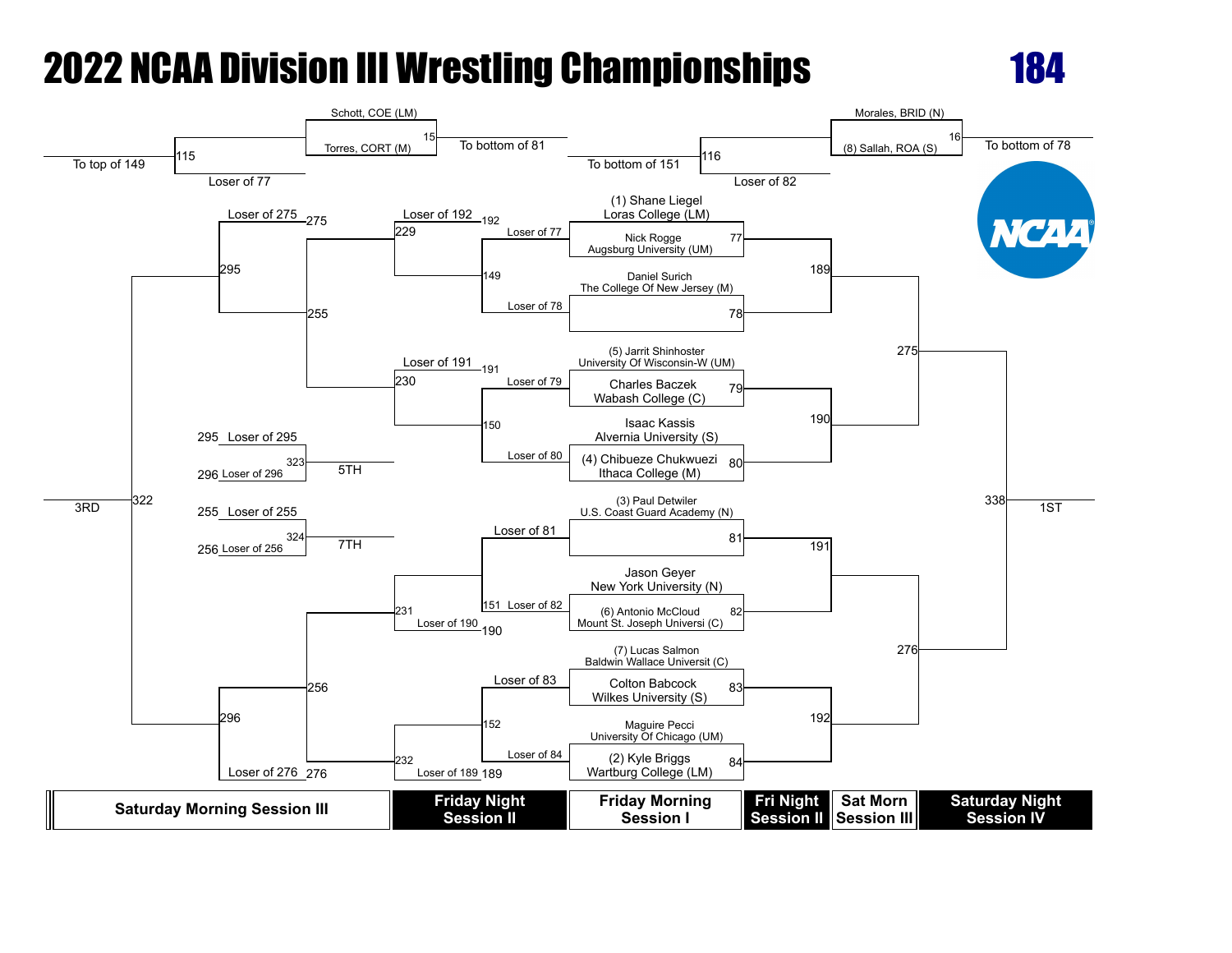# 2022 NCAA Division III Wrestling Championships

## 184

### Pigtail Matches

| Match | Wrestlers | Winner To | Loser |
|---|---|---|---|
| 15 | Schott, COE (LM) vs Torres, CORT (M) | To bottom of 81 | |
| 115 | Winner of 15 vs Loser of 77 | To top of 149 | |
| 16 | Morales, BRID (N) vs (8) Sallah, ROA (S) | To bottom of 78 | |
| 116 | Winner of 16 vs Loser of 82 | To bottom of 151 | |

### Championship Bracket — Friday Morning Session I (First Round)

| Match | Wrestlers |
|---|---|
| 77 | (1) Shane Liegel, Loras College (LM) vs Nick Rogge, Augsburg University (UM) |
| 78 | Daniel Surich, The College Of New Jersey (M) vs (winner of 16) |
| 79 | (5) Jarrit Shinhoster, University Of Wisconsin-W (UM) vs Charles Baczek, Wabash College (C) |
| 80 | Isaac Kassis, Alvernia University (S) vs (4) Chibueze Chukwuezi, Ithaca College (M) |
| 81 | (3) Paul Detwiler, U.S. Coast Guard Academy (N) vs (winner of 15) |
| 82 | Jason Geyer, New York University (N) vs (6) Antonio McCloud, Mount St. Joseph Universi (C) |
| 83 | (7) Lucas Salmon, Baldwin Wallace Universit (C) vs Colton Babcock, Wilkes University (S) |
| 84 | Maguire Pecci, University Of Chicago (UM) vs (2) Kyle Briggs, Wartburg College (LM) |

### Championship Bracket — Fri Night Session II (Quarterfinals)

| Match | Wrestlers |
|---|---|
| 189 | Winner of 77 vs Winner of 78 |
| 190 | Winner of 79 vs Winner of 80 |
| 191 | Winner of 81 vs Winner of 82 |
| 192 | Winner of 83 vs Winner of 84 |

### Championship Bracket — Sat Morn Session III (Semifinals)

| Match | Wrestlers |
|---|---|
| 275 | Winner of 189 vs Winner of 190 |
| 276 | Winner of 191 vs Winner of 192 |

### Championship Bracket — Saturday Night Session IV (Final)

| Match | Wrestlers | Place |
|---|---|---|
| 338 | Winner of 275 vs Winner of 276 | 1ST |

### Consolation Bracket — Friday Night Session II

| Match | Wrestlers |
|---|---|
| 149 | Loser of 77 vs Loser of 78 |
| 150 | Loser of 79 vs Loser of 80 |
| 151 | Loser of 81 vs Loser of 82 |
| 152 | Loser of 83 vs Loser of 84 |
| 229 | Loser of 192 vs Winner of 149 |
| 230 | Loser of 191 vs Winner of 150 |
| 231 | Winner of 151 vs Loser of 190 |
| 232 | Winner of 152 vs Loser of 189 |

### Consolation Bracket — Saturday Morning Session III

| Match | Wrestlers | Place |
|---|---|---|
| 255 | Winner of 229 vs Winner of 230 | |
| 256 | Winner of 231 vs Winner of 232 | |
| 295 | Loser of 275 vs Winner of 255 | |
| 296 | Winner of 256 vs Loser of 276 | |
| 322 | Winner of 295 vs Winner of 296 | 3RD |
| 323 | Loser of 295 vs Loser of 296 | 5TH |
| 324 | Loser of 255 vs Loser of 256 | 7TH |

Saturday Morning Session III | Friday Night Session II | Friday Morning Session I | Fri Night Session II | Sat Morn Session III | Saturday Night Session IV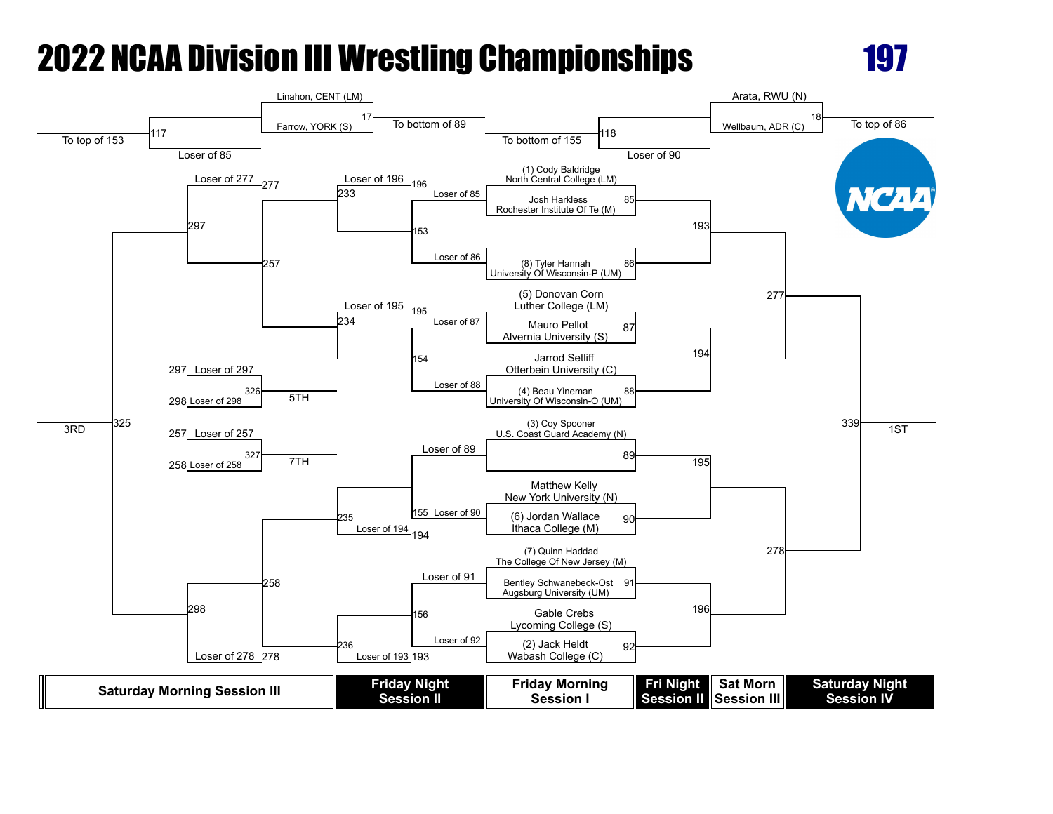# 2022 NCAA Division III Wrestling Championships

## 197

### Friday Morning Session I — Championship First Round

| Bout | Wrestler |
|---|---|
| 85 | (1) Cody Baldridge, North Central College (LM) |
| | Josh Harkless, Rochester Institute Of Te (M) |
| 86 | (8) Tyler Hannah, University Of Wisconsin-P (UM) |
| 87 | (5) Donovan Corn, Luther College (LM) |
| | Mauro Pellot, Alvernia University (S) |
| 88 | Jarrod Setliff, Otterbein University (C) |
| | (4) Beau Yineman, University Of Wisconsin-O (UM) |
| 89 | (3) Coy Spooner, U.S. Coast Guard Academy (N) |
| 90 | Matthew Kelly, New York University (N) |
| | (6) Jordan Wallace, Ithaca College (M) |
| 91 | (7) Quinn Haddad, The College Of New Jersey (M) |
| | Bentley Schwanebeck-Ost, Augsburg University (UM) |
| 92 | Gable Crebs, Lycoming College (S) |
| | (2) Jack Heldt, Wabash College (C) |

### Pigtails

- 17: Linahon, CENT (LM) vs. Farrow, YORK (S) — To bottom of 89
- 18: Arata, RWU (N) vs. Wellbaum, ADR (C) — To top of 86
- 117: Loser of 85 — To top of 153
- 118: Loser of 90 — To bottom of 155

### Fri Night Session II — Championship Quarterfinals

- 193: Winner 85 vs. Winner 86
- 194: Winner 87 vs. Winner 88
- 195: Winner 89 vs. Winner 90
- 196: Winner 91 vs. Winner 92

### Sat Morn Session III — Championship Semifinals

- 277: Winner 193 vs. Winner 194
- 278: Winner 195 vs. Winner 196

### Saturday Night Session IV — Final

- 339: Winner 277 vs. Winner 278 — 1ST

### Friday Night Session II — Consolation

- 153: Loser of 85 vs. Loser of 86
- 154: Loser of 87 vs. Loser of 88
- 155: Loser of 89 vs. Loser of 90
- 156: Loser of 91 vs. Loser of 92
- 233: Loser of 196 vs. Winner 153
- 234: Loser of 195 vs. Winner 154
- 235: Winner 155 vs. Loser of 194
- 236: Winner 156 vs. Loser of 193

### Saturday Morning Session III — Consolation

- 257: Winner 233 vs. Winner 234
- 258: Winner 235 vs. Winner 236
- 297: Loser of 277 vs. Winner 257
- 298: Winner 258 vs. Loser of 278
- 325: Winner 297 vs. Winner 298 — 3RD
- 326: Loser of 297 vs. Loser of 298 — 5TH
- 327: Loser of 257 vs. Loser of 258 — 7TH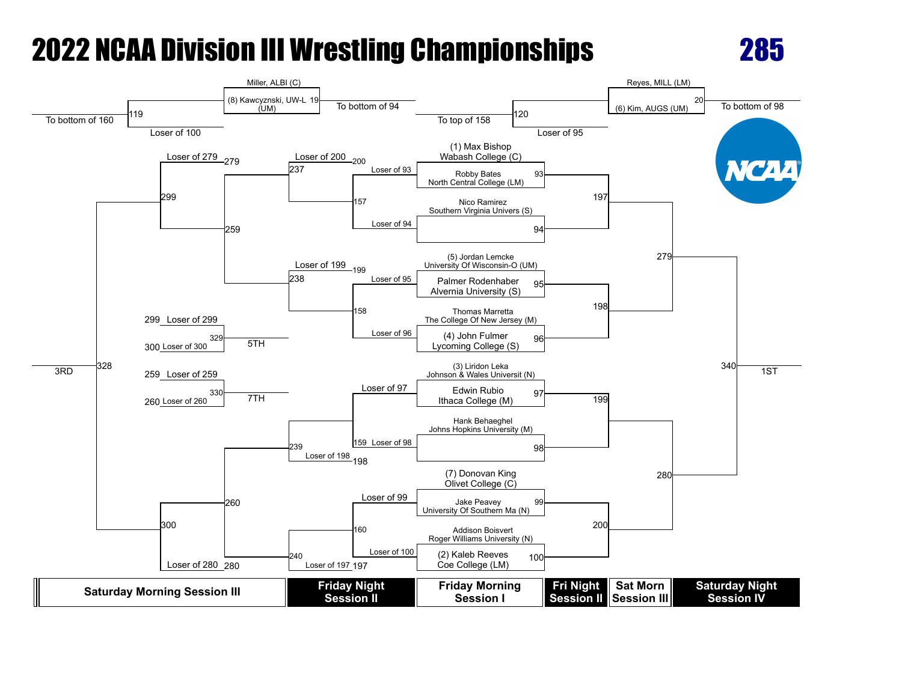# 2022 NCAA Division III Wrestling Championships

## 285

Miller, ALBI (C)

(8) Kawczynski, UW-L (UM) 19

To bottom of 94

119

To bottom of 160

Loser of 100

Reyes, MILL (LM)

(6) Kim, AUGS (UM) 20

To bottom of 98

120

To top of 158

Loser of 95

**Championship Bracket**

(1) Max Bishop
Wabash College (C)

Robby Bates
North Central College (LM) — 93

Nico Ramirez
Southern Virginia Univers (S) — 94

(5) Jordan Lemcke
University Of Wisconsin-O (UM)

Palmer Rodenhaber
Alvernia University (S) — 95

Thomas Marretta
The College Of New Jersey (M)

(4) John Fulmer
Lycoming College (S) — 96

(3) Liridon Leka
Johnson & Wales Universit (N)

Edwin Rubio
Ithaca College (M) — 97

Hank Behaeghel
Johns Hopkins University (M) — 98

(7) Donovan King
Olivet College (C)

Jake Peavey
University Of Southern Ma (N) — 99

Addison Boisvert
Roger Williams University (N)

(2) Kaleb Reeves
Coe College (LM) — 100

197, 198, 199, 200

279, 280

340 — 1ST

**Consolation Bracket**

Loser of 93 / Loser of 94 — 157

Loser of 95 / Loser of 96 — 158

Loser of 97 / Loser of 98 — 159

Loser of 99 / Loser of 100 — 160

Loser of 200 — 237

Loser of 199 — 238

Loser of 198 — 239

Loser of 197 — 240

259, 260

Loser of 279 — 299

Loser of 280 — 300

328 — 3RD

299 Loser of 299 / 300 Loser of 300 — 329 — 5TH

259 Loser of 259 / 260 Loser of 260 — 330 — 7TH

| Saturday Morning Session III | Friday Night Session II | Friday Morning Session I | Fri Night Session II | Sat Morn Session III | Saturday Night Session IV |
|---|---|---|---|---|---|